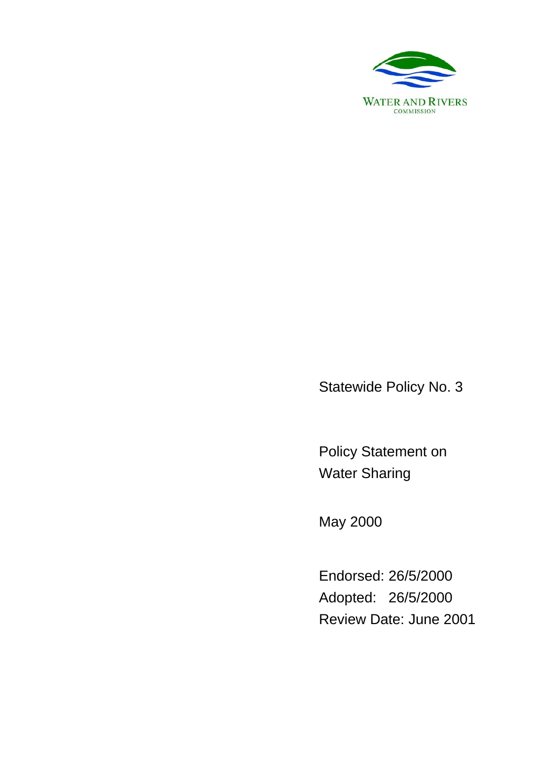WATER AND RIVERS
COMMISSION

Statewide Policy No. 3

# Policy Statement on Water Sharing

May 2000

Endorsed: 26/5/2000
Adopted: 26/5/2000
Review Date: June 2001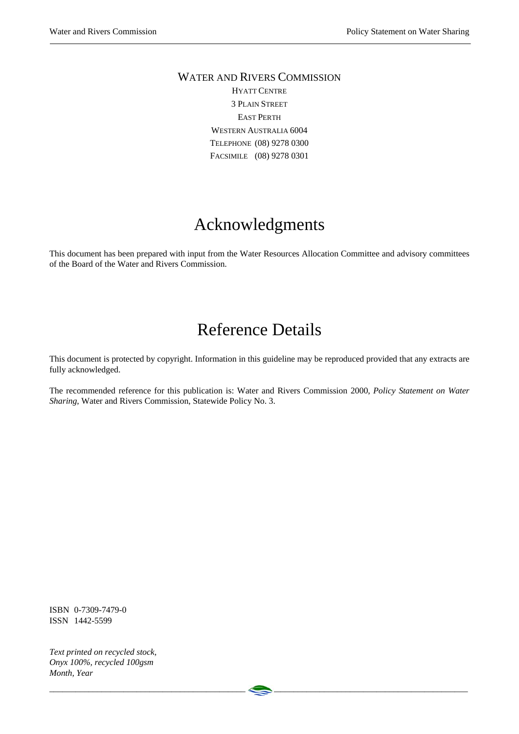WATER AND RIVERS COMMISSION

HYATT CENTRE

3 PLAIN STREET

EAST PERTH

WESTERN AUSTRALIA 6004

TELEPHONE (08) 9278 0300

FACSIMILE (08) 9278 0301

# Acknowledgments

This document has been prepared with input from the Water Resources Allocation Committee and advisory committees of the Board of the Water and Rivers Commission.

# Reference Details

This document is protected by copyright. Information in this guideline may be reproduced provided that any extracts are fully acknowledged.

The recommended reference for this publication is: Water and Rivers Commission 2000, *Policy Statement on Water Sharing*, Water and Rivers Commission, Statewide Policy No. 3.

ISBN 0-7309-7479-0

ISSN 1442-5599

*Text printed on recycled stock,*
*Onyx 100%, recycled 100gsm*
*Month, Year*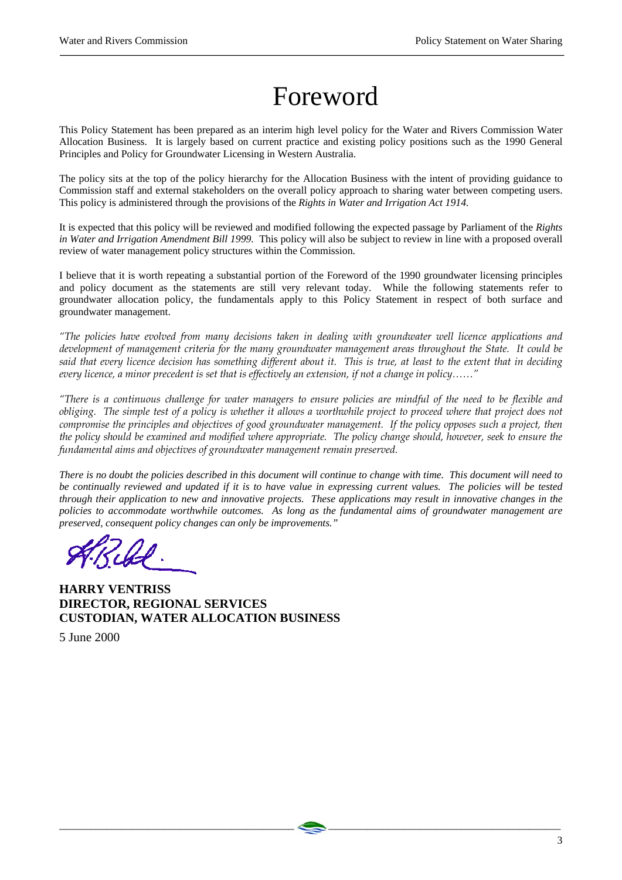# Foreword

This Policy Statement has been prepared as an interim high level policy for the Water and Rivers Commission Water Allocation Business. It is largely based on current practice and existing policy positions such as the 1990 General Principles and Policy for Groundwater Licensing in Western Australia.

The policy sits at the top of the policy hierarchy for the Allocation Business with the intent of providing guidance to Commission staff and external stakeholders on the overall policy approach to sharing water between competing users. This policy is administered through the provisions of the *Rights in Water and Irrigation Act 1914.*

It is expected that this policy will be reviewed and modified following the expected passage by Parliament of the *Rights in Water and Irrigation Amendment Bill 1999.* This policy will also be subject to review in line with a proposed overall review of water management policy structures within the Commission.

I believe that it is worth repeating a substantial portion of the Foreword of the 1990 groundwater licensing principles and policy document as the statements are still very relevant today. While the following statements refer to groundwater allocation policy, the fundamentals apply to this Policy Statement in respect of both surface and groundwater management.

*"The policies have evolved from many decisions taken in dealing with groundwater well licence applications and development of management criteria for the many groundwater management areas throughout the State. It could be said that every licence decision has something different about it. This is true, at least to the extent that in deciding every licence, a minor precedent is set that is effectively an extension, if not a change in policy……"*

*"There is a continuous challenge for water managers to ensure policies are mindful of the need to be flexible and obliging. The simple test of a policy is whether it allows a worthwhile project to proceed where that project does not compromise the principles and objectives of good groundwater management. If the policy opposes such a project, then the policy should be examined and modified where appropriate. The policy change should, however, seek to ensure the fundamental aims and objectives of groundwater management remain preserved.*

*There is no doubt the policies described in this document will continue to change with time. This document will need to be continually reviewed and updated if it is to have value in expressing current values. The policies will be tested through their application to new and innovative projects. These applications may result in innovative changes in the policies to accommodate worthwhile outcomes. As long as the fundamental aims of groundwater management are preserved, consequent policy changes can only be improvements."*

**HARRY VENTRISS**
**DIRECTOR, REGIONAL SERVICES**
**CUSTODIAN, WATER ALLOCATION BUSINESS**

5 June 2000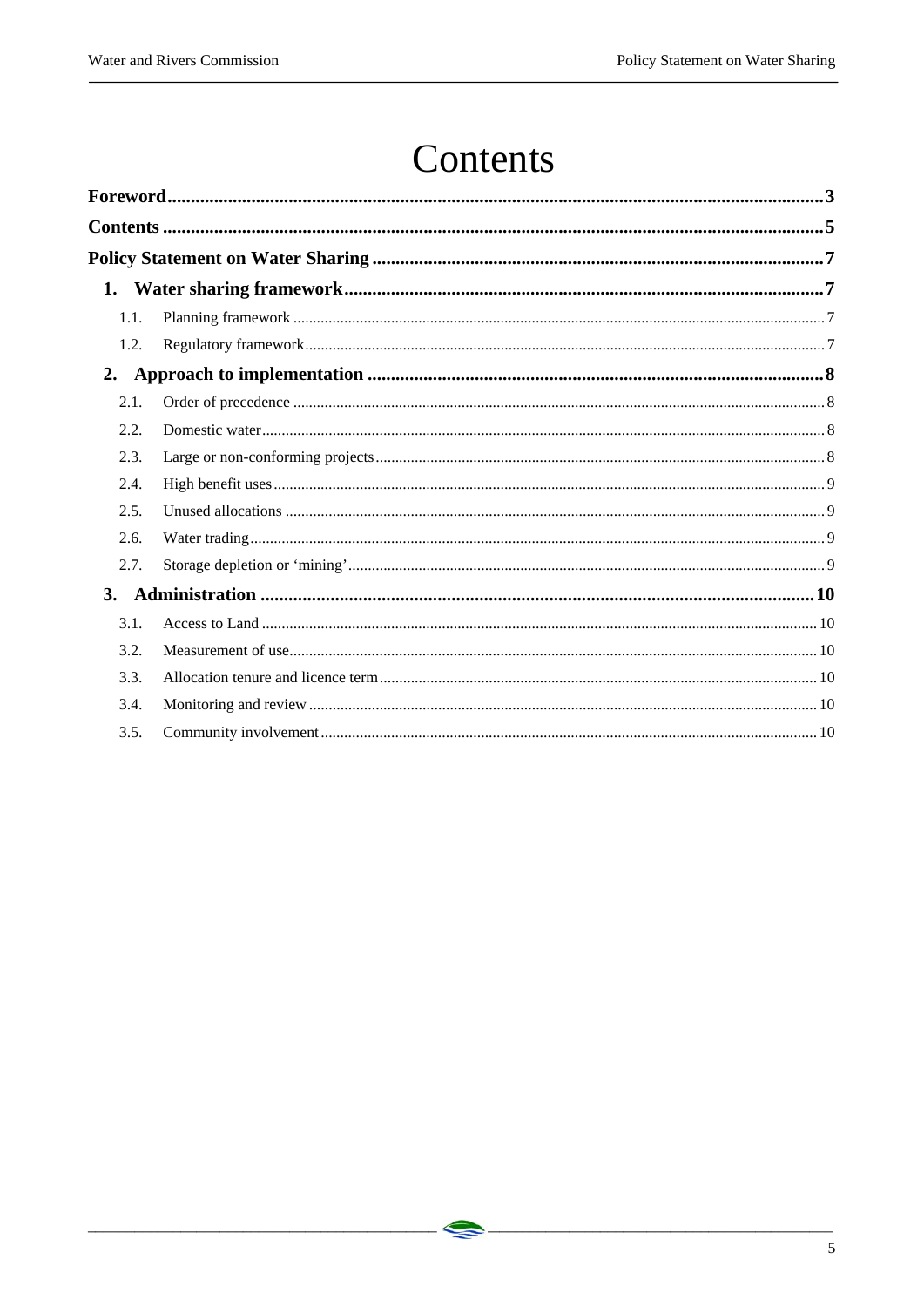# Contents

**Foreword** ........ 3

**Contents** ........ 5

**Policy Statement on Water Sharing** ........ 7

**1. Water sharing framework** ........ 7

- 1.1. Planning framework ........ 7
- 1.2. Regulatory framework ........ 7

**2. Approach to implementation** ........ 8

- 2.1. Order of precedence ........ 8
- 2.2. Domestic water ........ 8
- 2.3. Large or non-conforming projects ........ 8
- 2.4. High benefit uses ........ 9
- 2.5. Unused allocations ........ 9
- 2.6. Water trading ........ 9
- 2.7. Storage depletion or 'mining' ........ 9

**3. Administration** ........ 10

- 3.1. Access to Land ........ 10
- 3.2. Measurement of use ........ 10
- 3.3. Allocation tenure and licence term ........ 10
- 3.4. Monitoring and review ........ 10
- 3.5. Community involvement ........ 10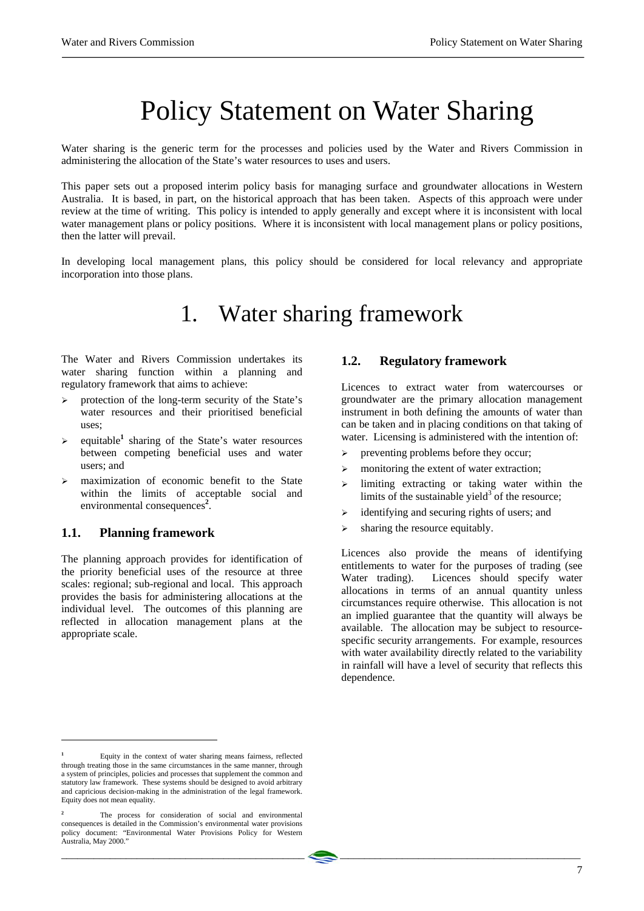# Policy Statement on Water Sharing

Water sharing is the generic term for the processes and policies used by the Water and Rivers Commission in administering the allocation of the State's water resources to uses and users.

This paper sets out a proposed interim policy basis for managing surface and groundwater allocations in Western Australia. It is based, in part, on the historical approach that has been taken. Aspects of this approach were under review at the time of writing. This policy is intended to apply generally and except where it is inconsistent with local water management plans or policy positions. Where it is inconsistent with local management plans or policy positions, then the latter will prevail.

In developing local management plans, this policy should be considered for local relevancy and appropriate incorporation into those plans.

# 1. Water sharing framework

The Water and Rivers Commission undertakes its water sharing function within a planning and regulatory framework that aims to achieve:

- protection of the long-term security of the State's water resources and their prioritised beneficial uses;
- equitable[1] sharing of the State's water resources between competing beneficial uses and water users; and
- maximization of economic benefit to the State within the limits of acceptable social and environmental consequences[2].

## 1.1. Planning framework

The planning approach provides for identification of the priority beneficial uses of the resource at three scales: regional; sub-regional and local. This approach provides the basis for administering allocations at the individual level. The outcomes of this planning are reflected in allocation management plans at the appropriate scale.

## 1.2. Regulatory framework

Licences to extract water from watercourses or groundwater are the primary allocation management instrument in both defining the amounts of water than can be taken and in placing conditions on that taking of water. Licensing is administered with the intention of:

- preventing problems before they occur;
- monitoring the extent of water extraction;
- limiting extracting or taking water within the limits of the sustainable yield[3] of the resource;
- identifying and securing rights of users; and
- sharing the resource equitably.

Licences also provide the means of identifying entitlements to water for the purposes of trading (see Water trading). Licences should specify water allocations in terms of an annual quantity unless circumstances require otherwise. This allocation is not an implied guarantee that the quantity will always be available. The allocation may be subject to resource-specific security arrangements. For example, resources with water availability directly related to the variability in rainfall will have a level of security that reflects this dependence.

---

[1] Equity in the context of water sharing means fairness, reflected through treating those in the same circumstances in the same manner, through a system of principles, policies and processes that supplement the common and statutory law framework. These systems should be designed to avoid arbitrary and capricious decision-making in the administration of the legal framework. Equity does not mean equality.

[2] The process for consideration of social and environmental consequences is detailed in the Commission's environmental water provisions policy document: "Environmental Water Provisions Policy for Western Australia, May 2000."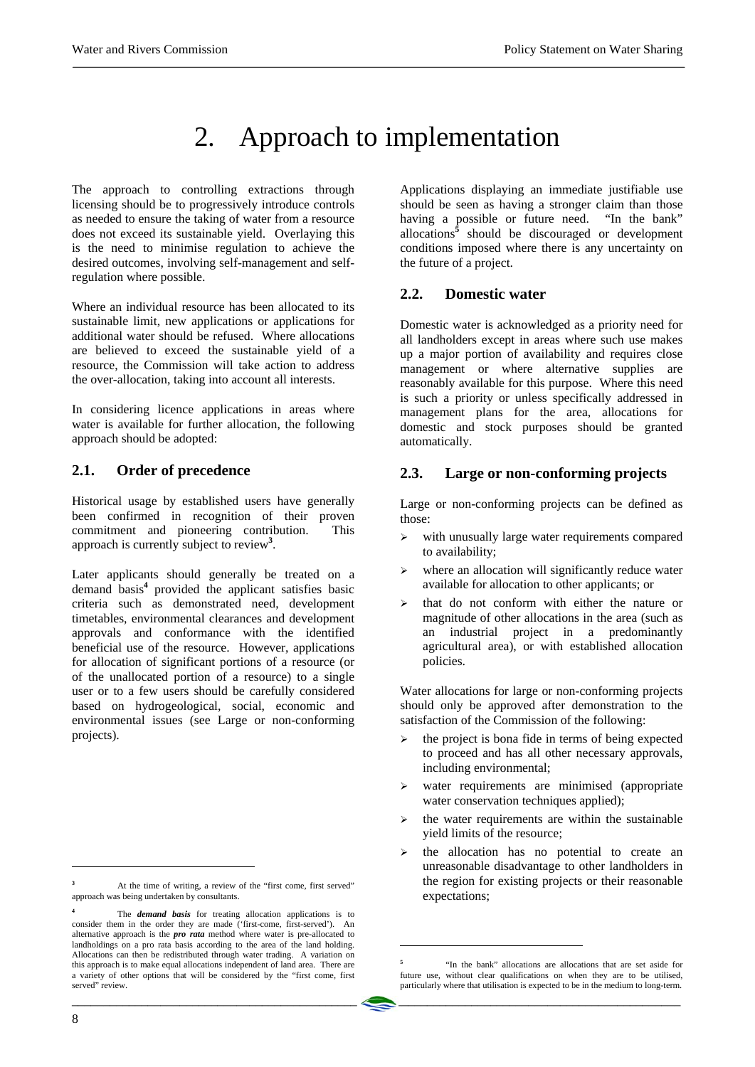// transcription omitted
# 2. Approach to implementation

The approach to controlling extractions through licensing should be to progressively introduce controls as needed to ensure the taking of water from a resource does not exceed its sustainable yield. Overlaying this is the need to minimise regulation to achieve the desired outcomes, involving self-management and self-regulation where possible.

Where an individual resource has been allocated to its sustainable limit, new applications or applications for additional water should be refused. Where allocations are believed to exceed the sustainable yield of a resource, the Commission will take action to address the over-allocation, taking into account all interests.

In considering licence applications in areas where water is available for further allocation, the following approach should be adopted:

## 2.1. Order of precedence

Historical usage by established users have generally been confirmed in recognition of their proven commitment and pioneering contribution. This approach is currently subject to review[3].

Later applicants should generally be treated on a demand basis[4] provided the applicant satisfies basic criteria such as demonstrated need, development timetables, environmental clearances and development approvals and conformance with the identified beneficial use of the resource. However, applications for allocation of significant portions of a resource (or of the unallocated portion of a resource) to a single user or to a few users should be carefully considered based on hydrogeological, social, economic and environmental issues (see Large or non-conforming projects).

Applications displaying an immediate justifiable use should be seen as having a stronger claim than those having a possible or future need. "In the bank" allocations[5] should be discouraged or development conditions imposed where there is any uncertainty on the future of a project.

## 2.2. Domestic water

Domestic water is acknowledged as a priority need for all landholders except in areas where such use makes up a major portion of availability and requires close management or where alternative supplies are reasonably available for this purpose. Where this need is such a priority or unless specifically addressed in management plans for the area, allocations for domestic and stock purposes should be granted automatically.

## 2.3. Large or non-conforming projects

Large or non-conforming projects can be defined as those:

- with unusually large water requirements compared to availability;
- where an allocation will significantly reduce water available for allocation to other applicants; or
- that do not conform with either the nature or magnitude of other allocations in the area (such as an industrial project in a predominantly agricultural area), or with established allocation policies.

Water allocations for large or non-conforming projects should only be approved after demonstration to the satisfaction of the Commission of the following:

- the project is bona fide in terms of being expected to proceed and has all other necessary approvals, including environmental;
- water requirements are minimised (appropriate water conservation techniques applied);
- the water requirements are within the sustainable yield limits of the resource;
- the allocation has no potential to create an unreasonable disadvantage to other landholders in the region for existing projects or their reasonable expectations;

---

[3] At the time of writing, a review of the "first come, first served" approach was being undertaken by consultants.

[4] The ***demand basis*** for treating allocation applications is to consider them in the order they are made ('first-come, first-served'). An alternative approach is the ***pro rata*** method where water is pre-allocated to landholdings on a pro rata basis according to the area of the land holding. Allocations can then be redistributed through water trading. A variation on this approach is to make equal allocations independent of land area. There are a variety of other options that will be considered by the "first come, first served" review.

[5] "In the bank" allocations are allocations that are set aside for future use, without clear qualifications on when they are to be utilised, particularly where that utilisation is expected to be in the medium to long-term.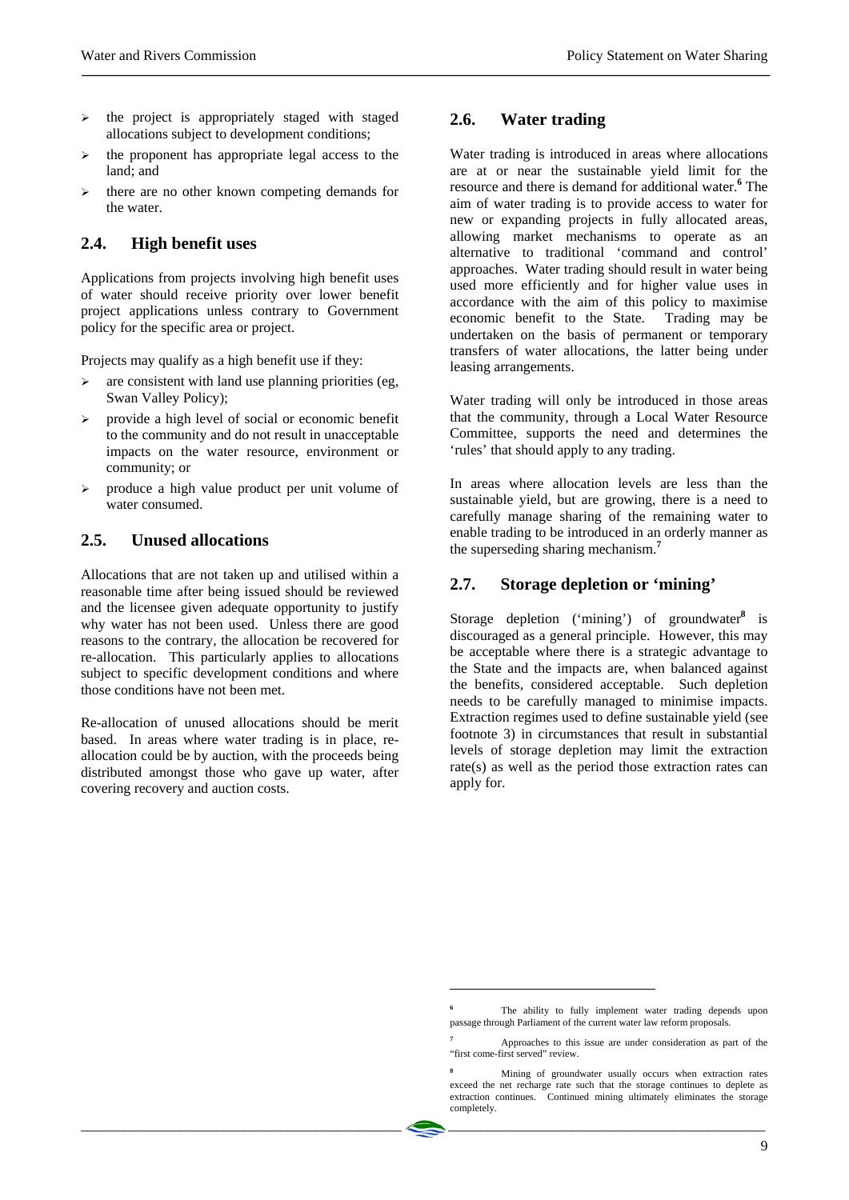- the project is appropriately staged with staged allocations subject to development conditions;
- the proponent has appropriate legal access to the land; and
- there are no other known competing demands for the water.

## 2.4. High benefit uses

Applications from projects involving high benefit uses of water should receive priority over lower benefit project applications unless contrary to Government policy for the specific area or project.

Projects may qualify as a high benefit use if they:

- are consistent with land use planning priorities (eg, Swan Valley Policy);
- provide a high level of social or economic benefit to the community and do not result in unacceptable impacts on the water resource, environment or community; or
- produce a high value product per unit volume of water consumed.

## 2.5. Unused allocations

Allocations that are not taken up and utilised within a reasonable time after being issued should be reviewed and the licensee given adequate opportunity to justify why water has not been used. Unless there are good reasons to the contrary, the allocation be recovered for re-allocation. This particularly applies to allocations subject to specific development conditions and where those conditions have not been met.

Re-allocation of unused allocations should be merit based. In areas where water trading is in place, re-allocation could be by auction, with the proceeds being distributed amongst those who gave up water, after covering recovery and auction costs.

## 2.6. Water trading

Water trading is introduced in areas where allocations are at or near the sustainable yield limit for the resource and there is demand for additional water.[6] The aim of water trading is to provide access to water for new or expanding projects in fully allocated areas, allowing market mechanisms to operate as an alternative to traditional 'command and control' approaches. Water trading should result in water being used more efficiently and for higher value uses in accordance with the aim of this policy to maximise economic benefit to the State. Trading may be undertaken on the basis of permanent or temporary transfers of water allocations, the latter being under leasing arrangements.

Water trading will only be introduced in those areas that the community, through a Local Water Resource Committee, supports the need and determines the 'rules' that should apply to any trading.

In areas where allocation levels are less than the sustainable yield, but are growing, there is a need to carefully manage sharing of the remaining water to enable trading to be introduced in an orderly manner as the superseding sharing mechanism.[7]

## 2.7. Storage depletion or 'mining'

Storage depletion ('mining') of groundwater[8] is discouraged as a general principle. However, this may be acceptable where there is a strategic advantage to the State and the impacts are, when balanced against the benefits, considered acceptable. Such depletion needs to be carefully managed to minimise impacts. Extraction regimes used to define sustainable yield (see footnote 3) in circumstances that result in substantial levels of storage depletion may limit the extraction rate(s) as well as the period those extraction rates can apply for.

---

[6] The ability to fully implement water trading depends upon passage through Parliament of the current water law reform proposals.

[7] Approaches to this issue are under consideration as part of the "first come-first served" review.

[8] Mining of groundwater usually occurs when extraction rates exceed the net recharge rate such that the storage continues to deplete as extraction continues. Continued mining ultimately eliminates the storage completely.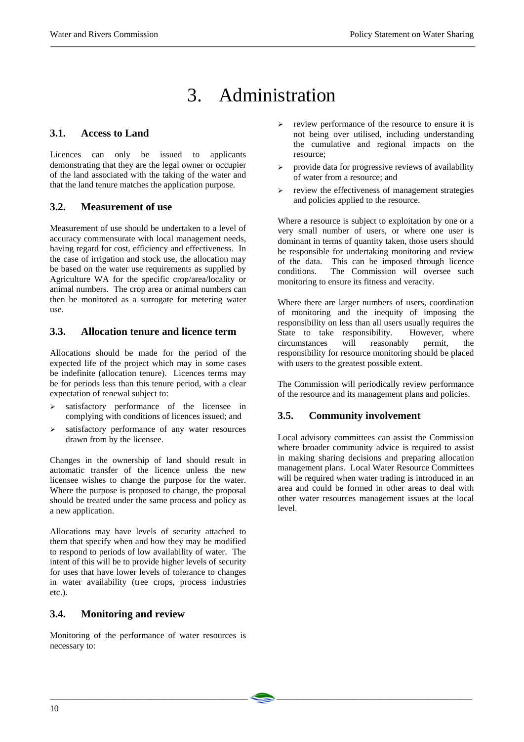# 3. Administration

## 3.1. Access to Land

Licences can only be issued to applicants demonstrating that they are the legal owner or occupier of the land associated with the taking of the water and that the land tenure matches the application purpose.

## 3.2. Measurement of use

Measurement of use should be undertaken to a level of accuracy commensurate with local management needs, having regard for cost, efficiency and effectiveness. In the case of irrigation and stock use, the allocation may be based on the water use requirements as supplied by Agriculture WA for the specific crop/area/locality or animal numbers. The crop area or animal numbers can then be monitored as a surrogate for metering water use.

## 3.3. Allocation tenure and licence term

Allocations should be made for the period of the expected life of the project which may in some cases be indefinite (allocation tenure). Licences terms may be for periods less than this tenure period, with a clear expectation of renewal subject to:

- satisfactory performance of the licensee in complying with conditions of licences issued; and
- satisfactory performance of any water resources drawn from by the licensee.

Changes in the ownership of land should result in automatic transfer of the licence unless the new licensee wishes to change the purpose for the water. Where the purpose is proposed to change, the proposal should be treated under the same process and policy as a new application.

Allocations may have levels of security attached to them that specify when and how they may be modified to respond to periods of low availability of water. The intent of this will be to provide higher levels of security for uses that have lower levels of tolerance to changes in water availability (tree crops, process industries etc.).

## 3.4. Monitoring and review

Monitoring of the performance of water resources is necessary to:

- review performance of the resource to ensure it is not being over utilised, including understanding the cumulative and regional impacts on the resource;
- provide data for progressive reviews of availability of water from a resource; and
- review the effectiveness of management strategies and policies applied to the resource.

Where a resource is subject to exploitation by one or a very small number of users, or where one user is dominant in terms of quantity taken, those users should be responsible for undertaking monitoring and review of the data. This can be imposed through licence conditions. The Commission will oversee such monitoring to ensure its fitness and veracity.

Where there are larger numbers of users, coordination of monitoring and the inequity of imposing the responsibility on less than all users usually requires the State to take responsibility. However, where circumstances will reasonably permit, the responsibility for resource monitoring should be placed with users to the greatest possible extent.

The Commission will periodically review performance of the resource and its management plans and policies.

## 3.5. Community involvement

Local advisory committees can assist the Commission where broader community advice is required to assist in making sharing decisions and preparing allocation management plans. Local Water Resource Committees will be required when water trading is introduced in an area and could be formed in other areas to deal with other water resources management issues at the local level.